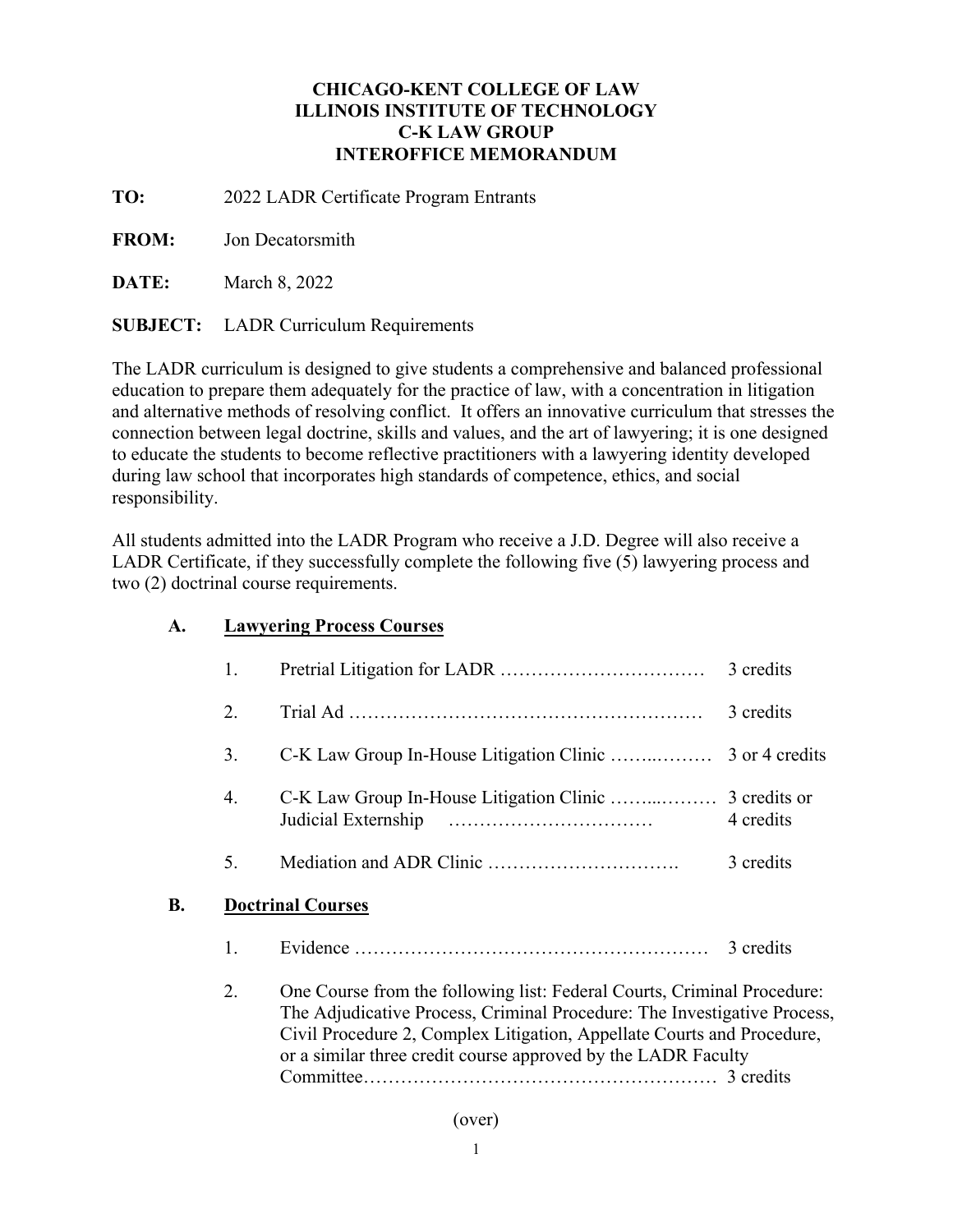**CHICAGO-KENT COLLEGE OF LAW**
**ILLINOIS INSTITUTE OF TECHNOLOGY**
**C-K LAW GROUP**
**INTEROFFICE MEMORANDUM**

**TO:** 2022 LADR Certificate Program Entrants

**FROM:** Jon Decatorsmith

**DATE:** March 8, 2022

**SUBJECT:** LADR Curriculum Requirements

The LADR curriculum is designed to give students a comprehensive and balanced professional education to prepare them adequately for the practice of law, with a concentration in litigation and alternative methods of resolving conflict. It offers an innovative curriculum that stresses the connection between legal doctrine, skills and values, and the art of lawyering; it is one designed to educate the students to become reflective practitioners with a lawyering identity developed during law school that incorporates high standards of competence, ethics, and social responsibility.

All students admitted into the LADR Program who receive a J.D. Degree will also receive a LADR Certificate, if they successfully complete the following five (5) lawyering process and two (2) doctrinal course requirements.

**A. Lawyering Process Courses**

1. Pretrial Litigation for LADR …………………………… 3 credits
2. Trial Ad ………………………………………………… 3 credits
3. C-K Law Group In-House Litigation Clinic ……..……… 3 or 4 credits
4. C-K Law Group In-House Litigation Clinic ……..……… 3 credits or Judicial Externship …………………………… 4 credits
5. Mediation and ADR Clinic …………………………. 3 credits

**B. Doctrinal Courses**

1. Evidence ………………………………………………… 3 credits
2. One Course from the following list: Federal Courts, Criminal Procedure: The Adjudicative Process, Criminal Procedure: The Investigative Process, Civil Procedure 2, Complex Litigation, Appellate Courts and Procedure, or a similar three credit course approved by the LADR Faculty Committee………………………………………………… 3 credits

(over)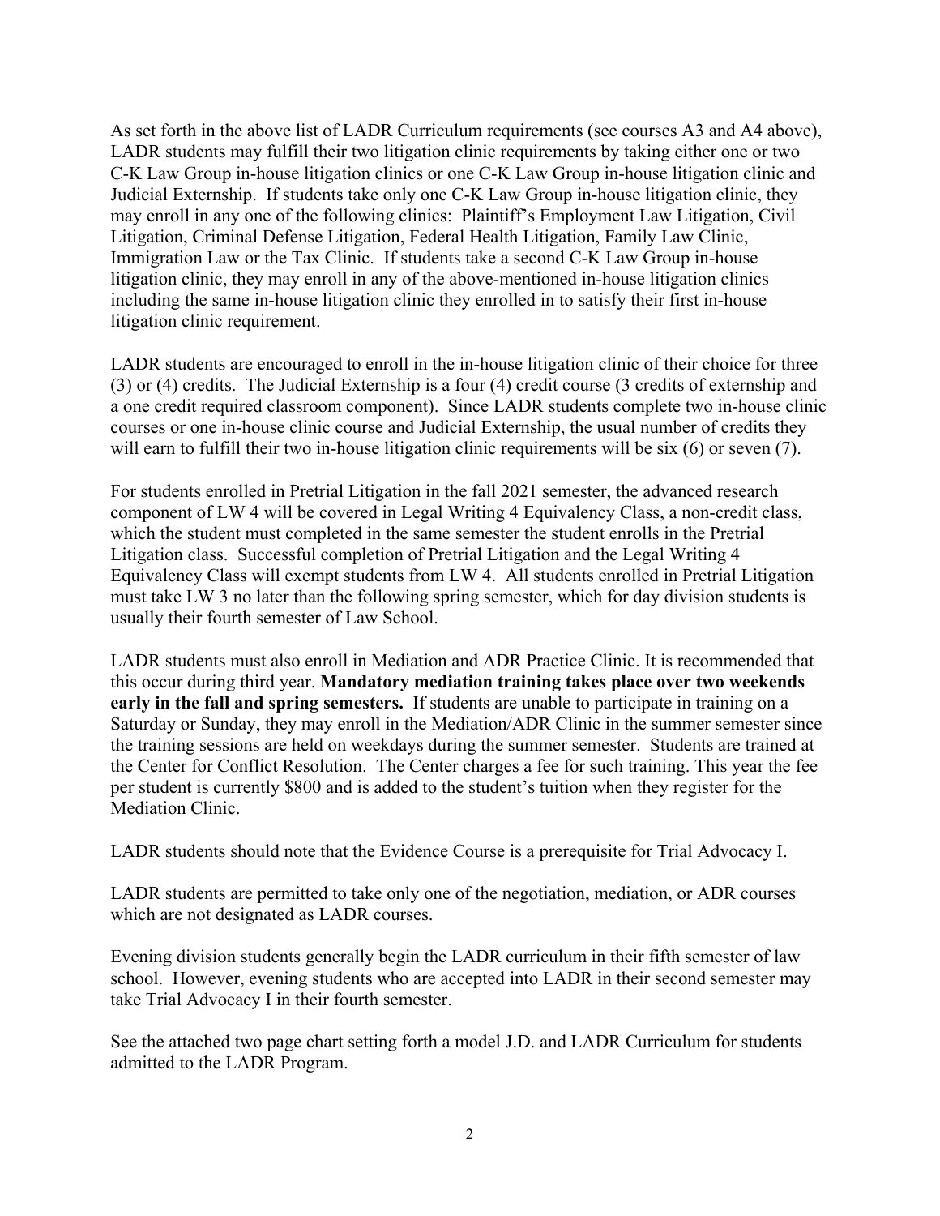As set forth in the above list of LADR Curriculum requirements (see courses A3 and A4 above), LADR students may fulfill their two litigation clinic requirements by taking either one or two C-K Law Group in-house litigation clinics or one C-K Law Group in-house litigation clinic and Judicial Externship. If students take only one C-K Law Group in-house litigation clinic, they may enroll in any one of the following clinics: Plaintiff's Employment Law Litigation, Civil Litigation, Criminal Defense Litigation, Federal Health Litigation, Family Law Clinic, Immigration Law or the Tax Clinic. If students take a second C-K Law Group in-house litigation clinic, they may enroll in any of the above-mentioned in-house litigation clinics including the same in-house litigation clinic they enrolled in to satisfy their first in-house litigation clinic requirement.

LADR students are encouraged to enroll in the in-house litigation clinic of their choice for three (3) or (4) credits. The Judicial Externship is a four (4) credit course (3 credits of externship and a one credit required classroom component). Since LADR students complete two in-house clinic courses or one in-house clinic course and Judicial Externship, the usual number of credits they will earn to fulfill their two in-house litigation clinic requirements will be six (6) or seven (7).

For students enrolled in Pretrial Litigation in the fall 2021 semester, the advanced research component of LW 4 will be covered in Legal Writing 4 Equivalency Class, a non-credit class, which the student must completed in the same semester the student enrolls in the Pretrial Litigation class. Successful completion of Pretrial Litigation and the Legal Writing 4 Equivalency Class will exempt students from LW 4. All students enrolled in Pretrial Litigation must take LW 3 no later than the following spring semester, which for day division students is usually their fourth semester of Law School.

LADR students must also enroll in Mediation and ADR Practice Clinic. It is recommended that this occur during third year. **Mandatory mediation training takes place over two weekends early in the fall and spring semesters.** If students are unable to participate in training on a Saturday or Sunday, they may enroll in the Mediation/ADR Clinic in the summer semester since the training sessions are held on weekdays during the summer semester. Students are trained at the Center for Conflict Resolution. The Center charges a fee for such training. This year the fee per student is currently $800 and is added to the student's tuition when they register for the Mediation Clinic.

LADR students should note that the Evidence Course is a prerequisite for Trial Advocacy I.

LADR students are permitted to take only one of the negotiation, mediation, or ADR courses which are not designated as LADR courses.

Evening division students generally begin the LADR curriculum in their fifth semester of law school. However, evening students who are accepted into LADR in their second semester may take Trial Advocacy I in their fourth semester.

See the attached two page chart setting forth a model J.D. and LADR Curriculum for students admitted to the LADR Program.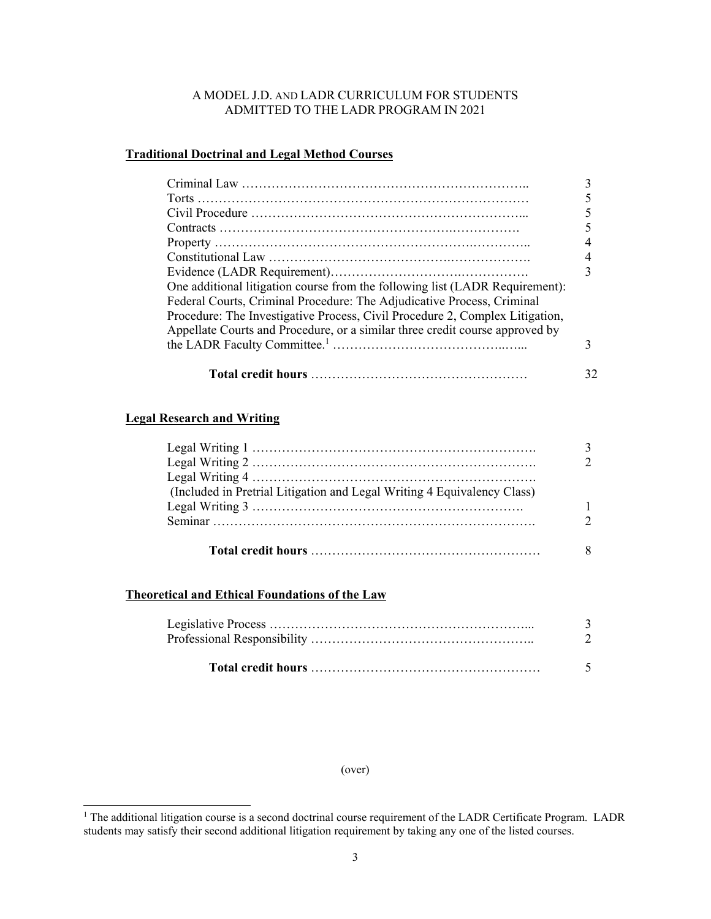A MODEL J.D. AND LADR CURRICULUM FOR STUDENTS ADMITTED TO THE LADR PROGRAM IN 2021

## Traditional Doctrinal and Legal Method Courses

| Course | Credits |
| --- | --- |
| Criminal Law | 3 |
| Torts | 5 |
| Civil Procedure | 5 |
| Contracts | 5 |
| Property | 4 |
| Constitutional Law | 4 |
| Evidence (LADR Requirement) | 3 |
| One additional litigation course from the following list (LADR Requirement): Federal Courts, Criminal Procedure: The Adjudicative Process, Criminal Procedure: The Investigative Process, Civil Procedure 2, Complex Litigation, Appellate Courts and Procedure, or a similar three credit course approved by the LADR Faculty Committee.[1] | 3 |
| **Total credit hours** | 32 |

## Legal Research and Writing

| Course | Credits |
| --- | --- |
| Legal Writing 1 | 3 |
| Legal Writing 2 | 2 |
| Legal Writing 4 (Included in Pretrial Litigation and Legal Writing 4 Equivalency Class) | |
| Legal Writing 3 | 1 |
| Seminar | 2 |
| **Total credit hours** | 8 |

## Theoretical and Ethical Foundations of the Law

| Course | Credits |
| --- | --- |
| Legislative Process | 3 |
| Professional Responsibility | 2 |
| **Total credit hours** | 5 |

(over)

[1] The additional litigation course is a second doctrinal course requirement of the LADR Certificate Program. LADR students may satisfy their second additional litigation requirement by taking any one of the listed courses.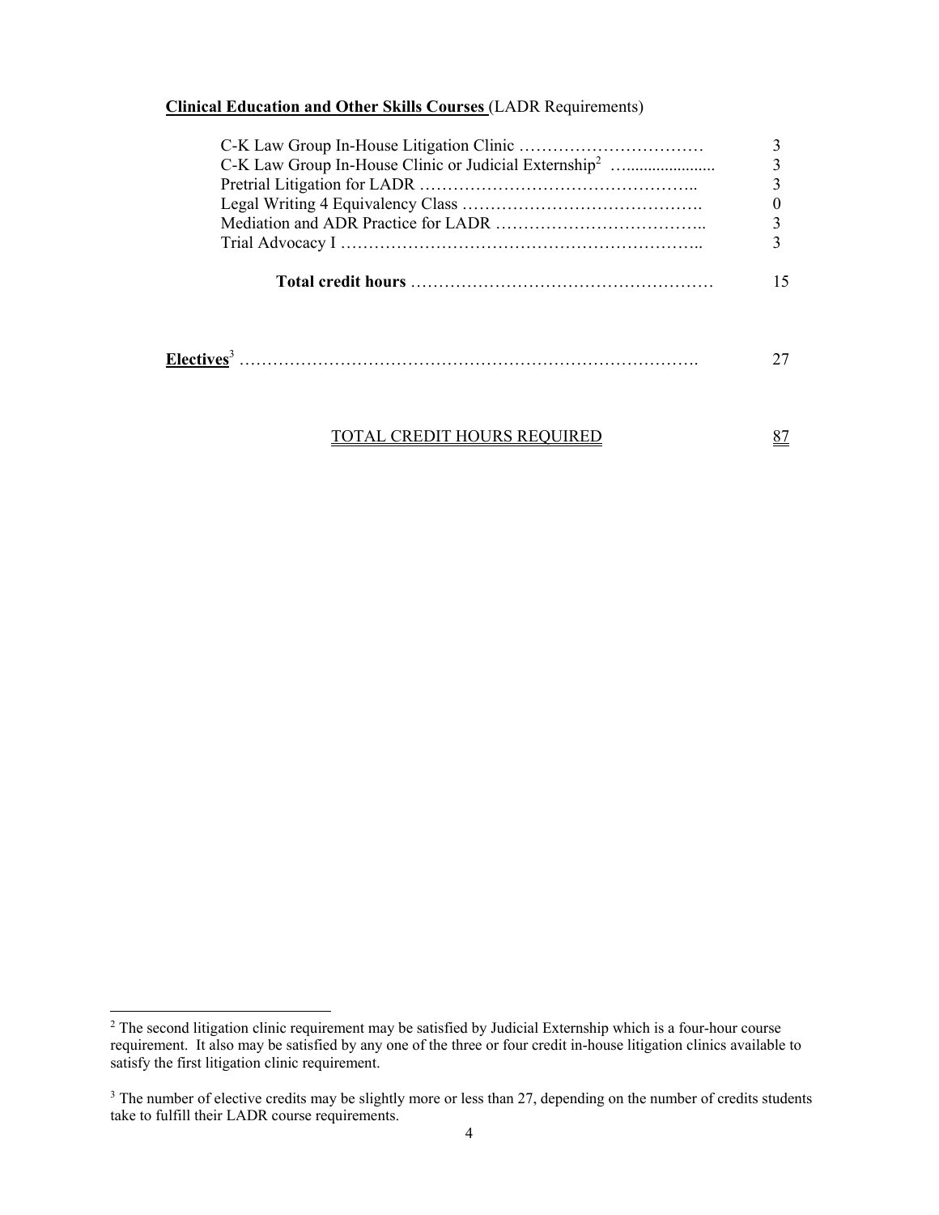**Clinical Education and Other Skills Courses** (LADR Requirements)

| | |
|---|---|
| C-K Law Group In-House Litigation Clinic | 3 |
| C-K Law Group In-House Clinic or Judicial Externship[2] | 3 |
| Pretrial Litigation for LADR | 3 |
| Legal Writing 4 Equivalency Class | 0 |
| Mediation and ADR Practice for LADR | 3 |
| Trial Advocacy I | 3 |
| **Total credit hours** | 15 |

**Electives**[3] ........ 27

TOTAL CREDIT HOURS REQUIRED ........ 87

---

[2] The second litigation clinic requirement may be satisfied by Judicial Externship which is a four-hour course requirement. It also may be satisfied by any one of the three or four credit in-house litigation clinics available to satisfy the first litigation clinic requirement.

[3] The number of elective credits may be slightly more or less than 27, depending on the number of credits students take to fulfill their LADR course requirements.